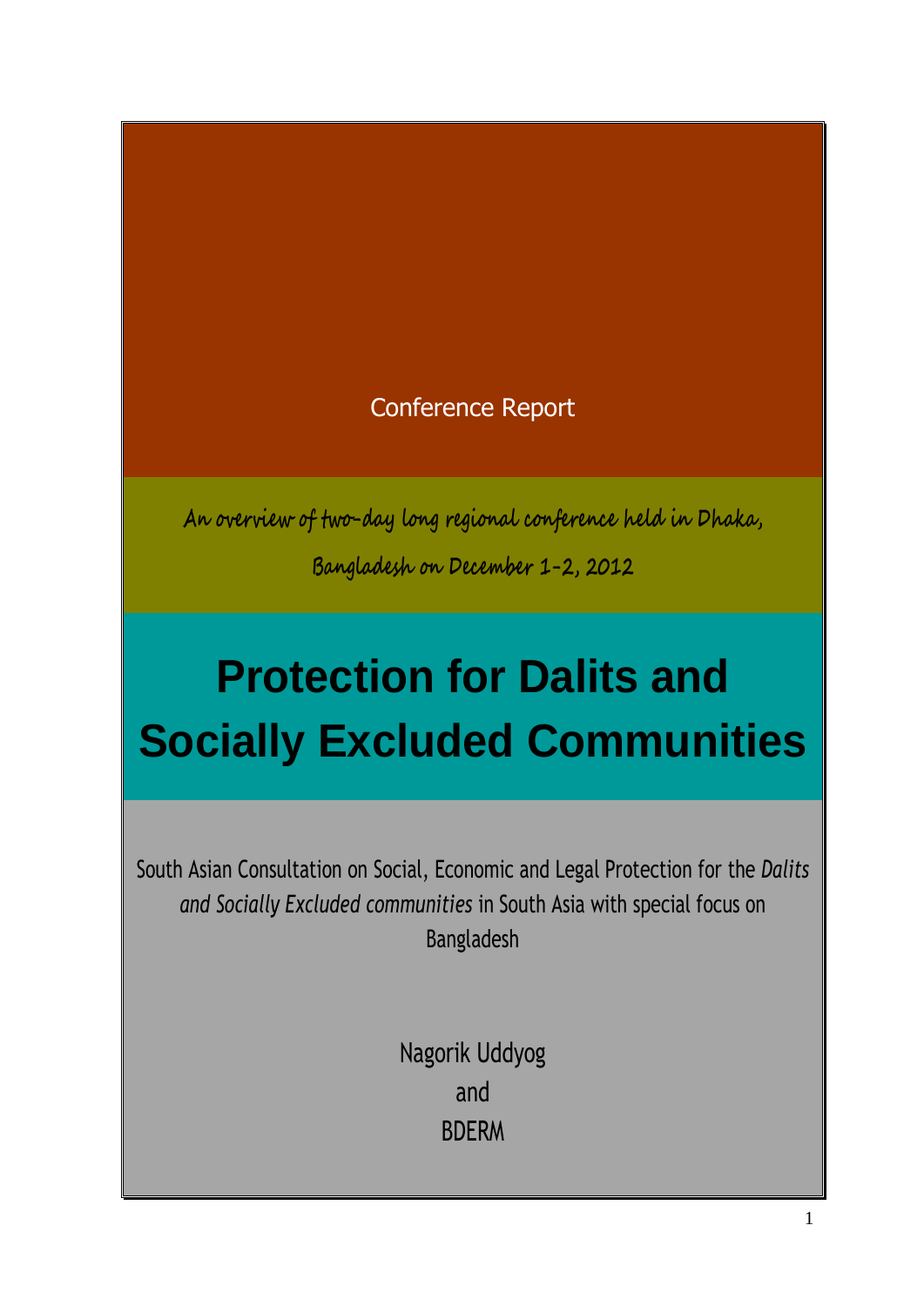Conference Report

An overview of two-day long regional conference held in Dhaka, Bangladesh on December 1-2, 2012

# Protection for Dalits and Socially Excluded Communities

South Asian Consultation on Social, Economic and Legal Protection for the *Dalits and Socially Excluded communities* in South Asia with special focus on Bangladesh

Nagorik Uddyog

and

BDERM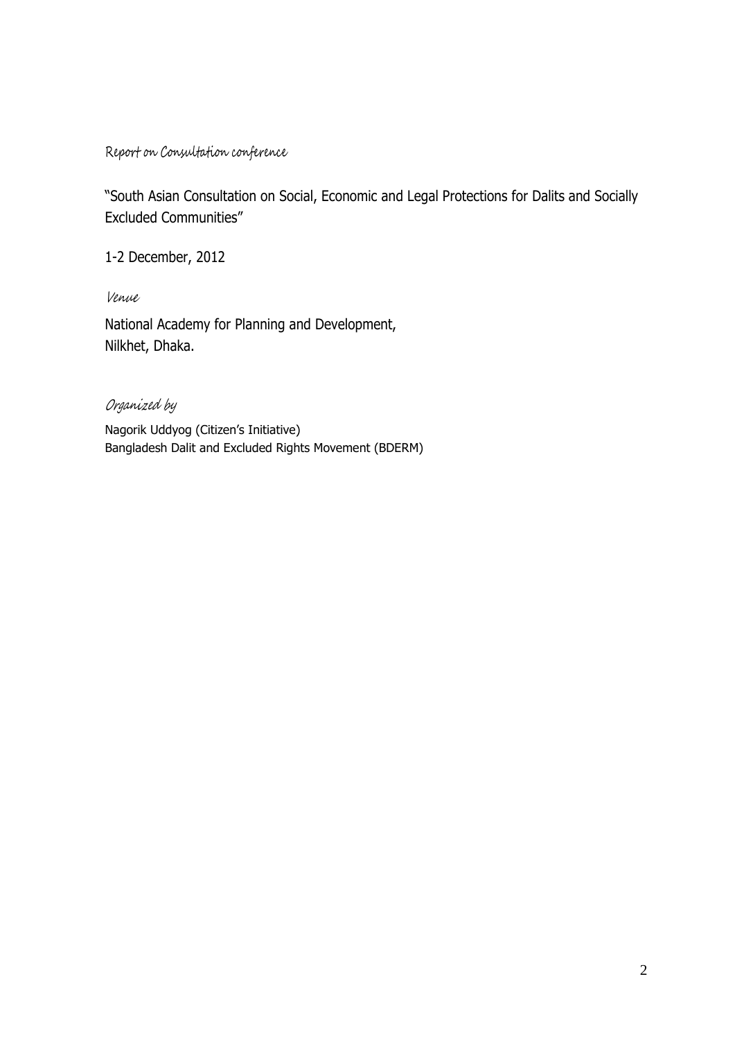Report on Consultation conference

"South Asian Consultation on Social, Economic and Legal Protections for Dalits and Socially Excluded Communities"

1-2 December, 2012

*Venue*

National Academy for Planning and Development,
Nilkhet, Dhaka.

*Organized by*

Nagorik Uddyog (Citizen's Initiative)
Bangladesh Dalit and Excluded Rights Movement (BDERM)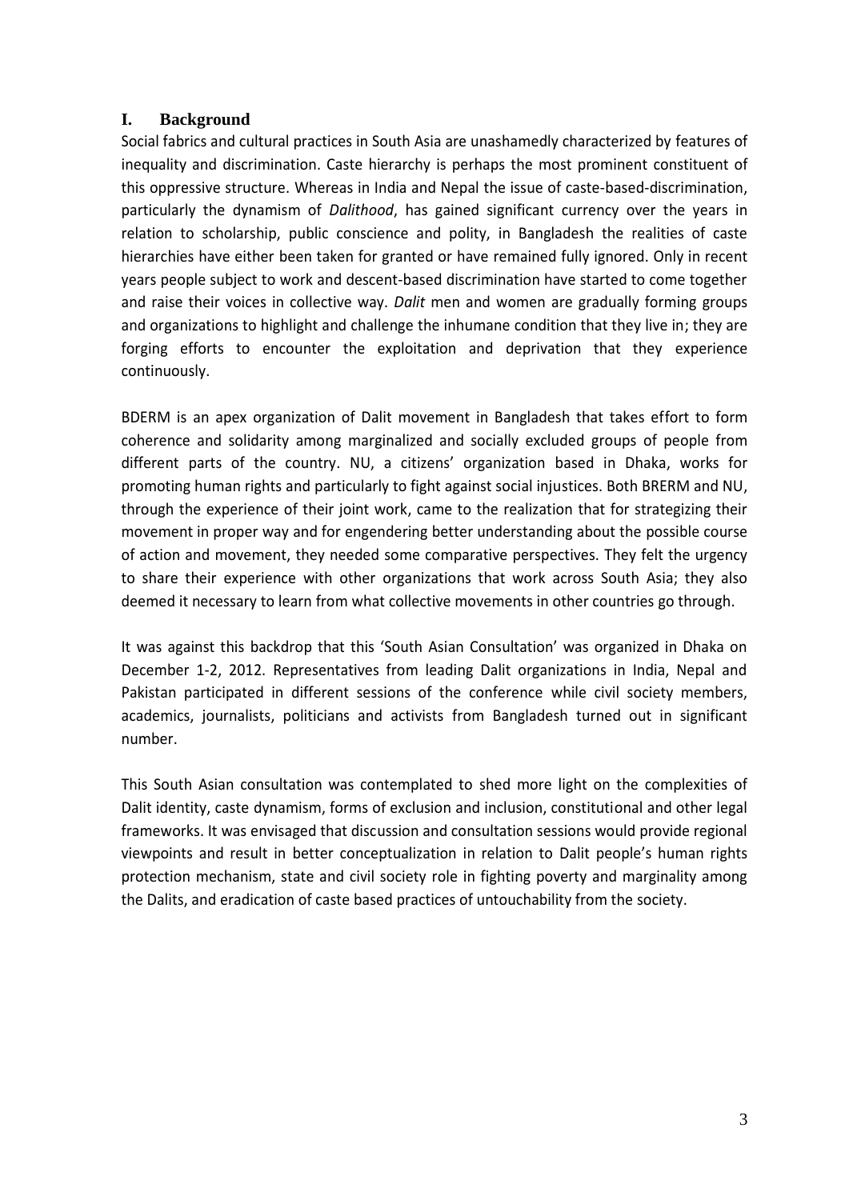## I. Background

Social fabrics and cultural practices in South Asia are unashamedly characterized by features of inequality and discrimination. Caste hierarchy is perhaps the most prominent constituent of this oppressive structure. Whereas in India and Nepal the issue of caste-based-discrimination, particularly the dynamism of *Dalithood*, has gained significant currency over the years in relation to scholarship, public conscience and polity, in Bangladesh the realities of caste hierarchies have either been taken for granted or have remained fully ignored. Only in recent years people subject to work and descent-based discrimination have started to come together and raise their voices in collective way. *Dalit* men and women are gradually forming groups and organizations to highlight and challenge the inhumane condition that they live in; they are forging efforts to encounter the exploitation and deprivation that they experience continuously.

BDERM is an apex organization of Dalit movement in Bangladesh that takes effort to form coherence and solidarity among marginalized and socially excluded groups of people from different parts of the country. NU, a citizens' organization based in Dhaka, works for promoting human rights and particularly to fight against social injustices. Both BRERM and NU, through the experience of their joint work, came to the realization that for strategizing their movement in proper way and for engendering better understanding about the possible course of action and movement, they needed some comparative perspectives. They felt the urgency to share their experience with other organizations that work across South Asia; they also deemed it necessary to learn from what collective movements in other countries go through.

It was against this backdrop that this 'South Asian Consultation' was organized in Dhaka on December 1-2, 2012. Representatives from leading Dalit organizations in India, Nepal and Pakistan participated in different sessions of the conference while civil society members, academics, journalists, politicians and activists from Bangladesh turned out in significant number.

This South Asian consultation was contemplated to shed more light on the complexities of Dalit identity, caste dynamism, forms of exclusion and inclusion, constitutional and other legal frameworks. It was envisaged that discussion and consultation sessions would provide regional viewpoints and result in better conceptualization in relation to Dalit people's human rights protection mechanism, state and civil society role in fighting poverty and marginality among the Dalits, and eradication of caste based practices of untouchability from the society.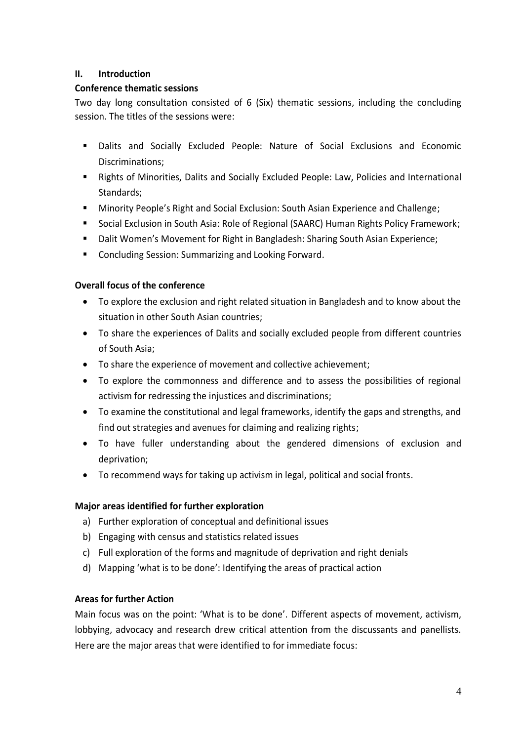## II. Introduction

### Conference thematic sessions

Two day long consultation consisted of 6 (Six) thematic sessions, including the concluding session. The titles of the sessions were:

- Dalits and Socially Excluded People: Nature of Social Exclusions and Economic Discriminations;
- Rights of Minorities, Dalits and Socially Excluded People: Law, Policies and International Standards;
- Minority People's Right and Social Exclusion: South Asian Experience and Challenge;
- Social Exclusion in South Asia: Role of Regional (SAARC) Human Rights Policy Framework;
- Dalit Women's Movement for Right in Bangladesh: Sharing South Asian Experience;
- Concluding Session: Summarizing and Looking Forward.

### Overall focus of the conference

- To explore the exclusion and right related situation in Bangladesh and to know about the situation in other South Asian countries;
- To share the experiences of Dalits and socially excluded people from different countries of South Asia;
- To share the experience of movement and collective achievement;
- To explore the commonness and difference and to assess the possibilities of regional activism for redressing the injustices and discriminations;
- To examine the constitutional and legal frameworks, identify the gaps and strengths, and find out strategies and avenues for claiming and realizing rights;
- To have fuller understanding about the gendered dimensions of exclusion and deprivation;
- To recommend ways for taking up activism in legal, political and social fronts.

### Major areas identified for further exploration

a) Further exploration of conceptual and definitional issues
b) Engaging with census and statistics related issues
c) Full exploration of the forms and magnitude of deprivation and right denials
d) Mapping 'what is to be done': Identifying the areas of practical action

### Areas for further Action

Main focus was on the point: 'What is to be done'. Different aspects of movement, activism, lobbying, advocacy and research drew critical attention from the discussants and panellists. Here are the major areas that were identified to for immediate focus: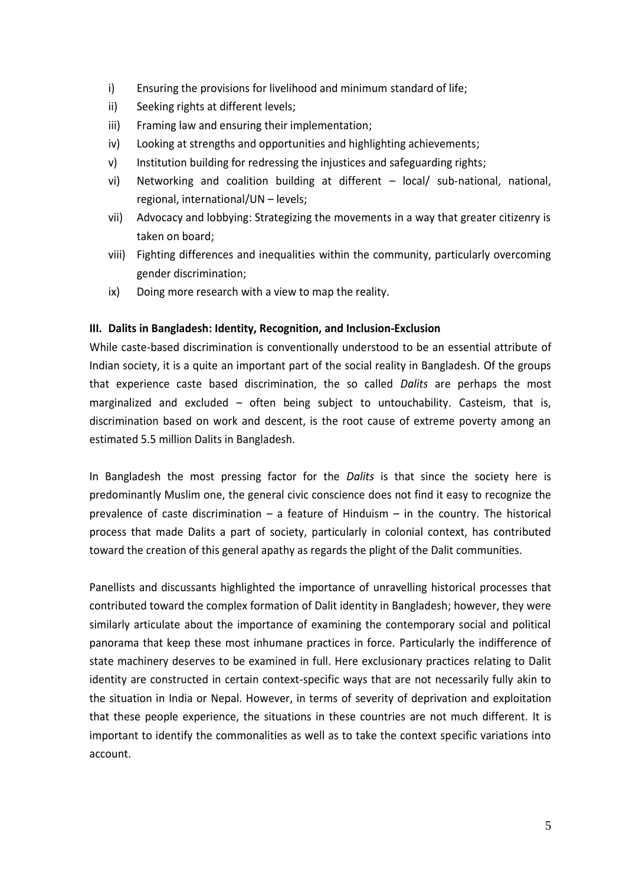i) Ensuring the provisions for livelihood and minimum standard of life;
ii) Seeking rights at different levels;
iii) Framing law and ensuring their implementation;
iv) Looking at strengths and opportunities and highlighting achievements;
v) Institution building for redressing the injustices and safeguarding rights;
vi) Networking and coalition building at different – local/ sub-national, national, regional, international/UN – levels;
vii) Advocacy and lobbying: Strategizing the movements in a way that greater citizenry is taken on board;
viii) Fighting differences and inequalities within the community, particularly overcoming gender discrimination;
ix) Doing more research with a view to map the reality.

### III. Dalits in Bangladesh: Identity, Recognition, and Inclusion-Exclusion

While caste-based discrimination is conventionally understood to be an essential attribute of Indian society, it is a quite an important part of the social reality in Bangladesh. Of the groups that experience caste based discrimination, the so called *Dalits* are perhaps the most marginalized and excluded – often being subject to untouchability. Casteism, that is, discrimination based on work and descent, is the root cause of extreme poverty among an estimated 5.5 million Dalits in Bangladesh.

In Bangladesh the most pressing factor for the *Dalits* is that since the society here is predominantly Muslim one, the general civic conscience does not find it easy to recognize the prevalence of caste discrimination – a feature of Hinduism – in the country. The historical process that made Dalits a part of society, particularly in colonial context, has contributed toward the creation of this general apathy as regards the plight of the Dalit communities.

Panellists and discussants highlighted the importance of unravelling historical processes that contributed toward the complex formation of Dalit identity in Bangladesh; however, they were similarly articulate about the importance of examining the contemporary social and political panorama that keep these most inhumane practices in force. Particularly the indifference of state machinery deserves to be examined in full. Here exclusionary practices relating to Dalit identity are constructed in certain context-specific ways that are not necessarily fully akin to the situation in India or Nepal. However, in terms of severity of deprivation and exploitation that these people experience, the situations in these countries are not much different. It is important to identify the commonalities as well as to take the context specific variations into account.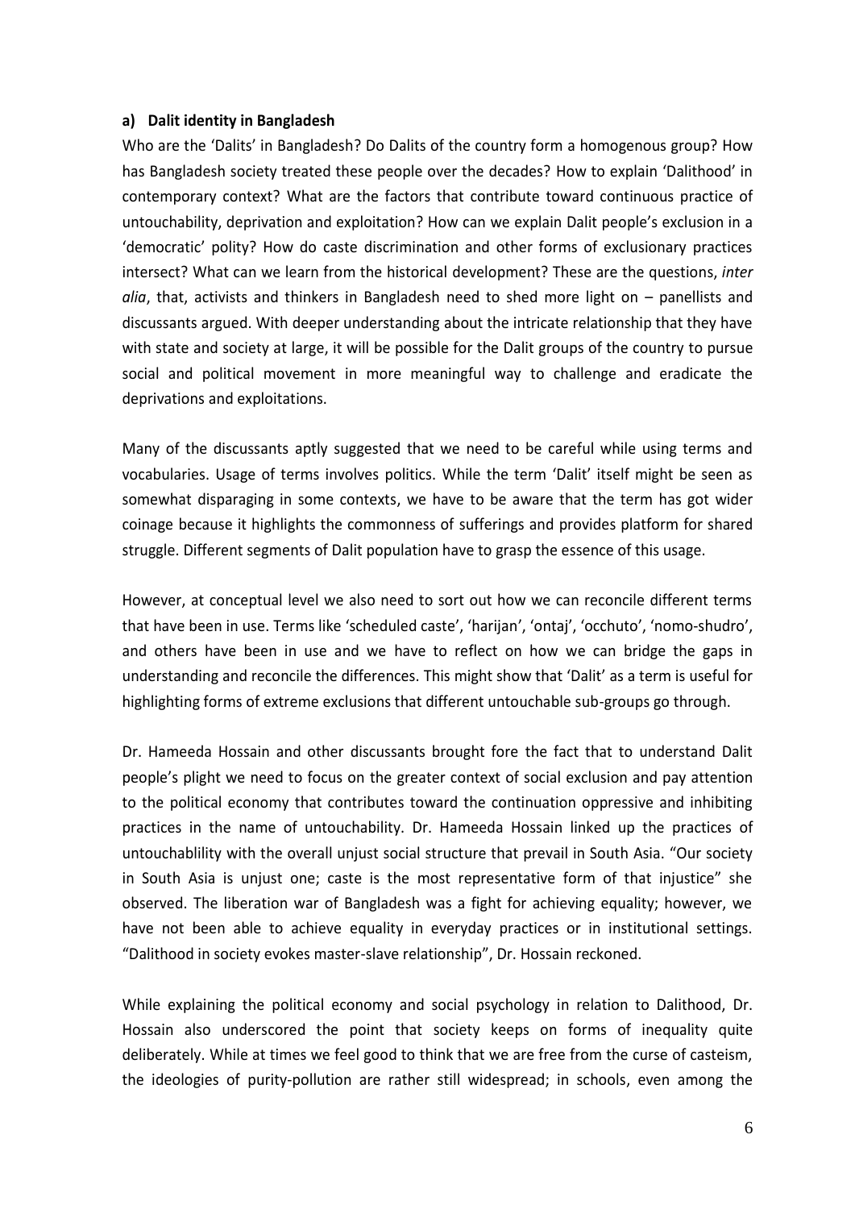**a) Dalit identity in Bangladesh**

Who are the 'Dalits' in Bangladesh? Do Dalits of the country form a homogenous group? How has Bangladesh society treated these people over the decades? How to explain 'Dalithood' in contemporary context? What are the factors that contribute toward continuous practice of untouchability, deprivation and exploitation? How can we explain Dalit people's exclusion in a 'democratic' polity? How do caste discrimination and other forms of exclusionary practices intersect? What can we learn from the historical development? These are the questions, *inter alia*, that, activists and thinkers in Bangladesh need to shed more light on – panellists and discussants argued. With deeper understanding about the intricate relationship that they have with state and society at large, it will be possible for the Dalit groups of the country to pursue social and political movement in more meaningful way to challenge and eradicate the deprivations and exploitations.

Many of the discussants aptly suggested that we need to be careful while using terms and vocabularies. Usage of terms involves politics. While the term 'Dalit' itself might be seen as somewhat disparaging in some contexts, we have to be aware that the term has got wider coinage because it highlights the commonness of sufferings and provides platform for shared struggle. Different segments of Dalit population have to grasp the essence of this usage.

However, at conceptual level we also need to sort out how we can reconcile different terms that have been in use. Terms like 'scheduled caste', 'harijan', 'ontaj', 'occhuto', 'nomo-shudro', and others have been in use and we have to reflect on how we can bridge the gaps in understanding and reconcile the differences. This might show that 'Dalit' as a term is useful for highlighting forms of extreme exclusions that different untouchable sub-groups go through.

Dr. Hameeda Hossain and other discussants brought fore the fact that to understand Dalit people's plight we need to focus on the greater context of social exclusion and pay attention to the political economy that contributes toward the continuation oppressive and inhibiting practices in the name of untouchability. Dr. Hameeda Hossain linked up the practices of untouchablility with the overall unjust social structure that prevail in South Asia. "Our society in South Asia is unjust one; caste is the most representative form of that injustice" she observed. The liberation war of Bangladesh was a fight for achieving equality; however, we have not been able to achieve equality in everyday practices or in institutional settings. "Dalithood in society evokes master-slave relationship", Dr. Hossain reckoned.

While explaining the political economy and social psychology in relation to Dalithood, Dr. Hossain also underscored the point that society keeps on forms of inequality quite deliberately. While at times we feel good to think that we are free from the curse of casteism, the ideologies of purity-pollution are rather still widespread; in schools, even among the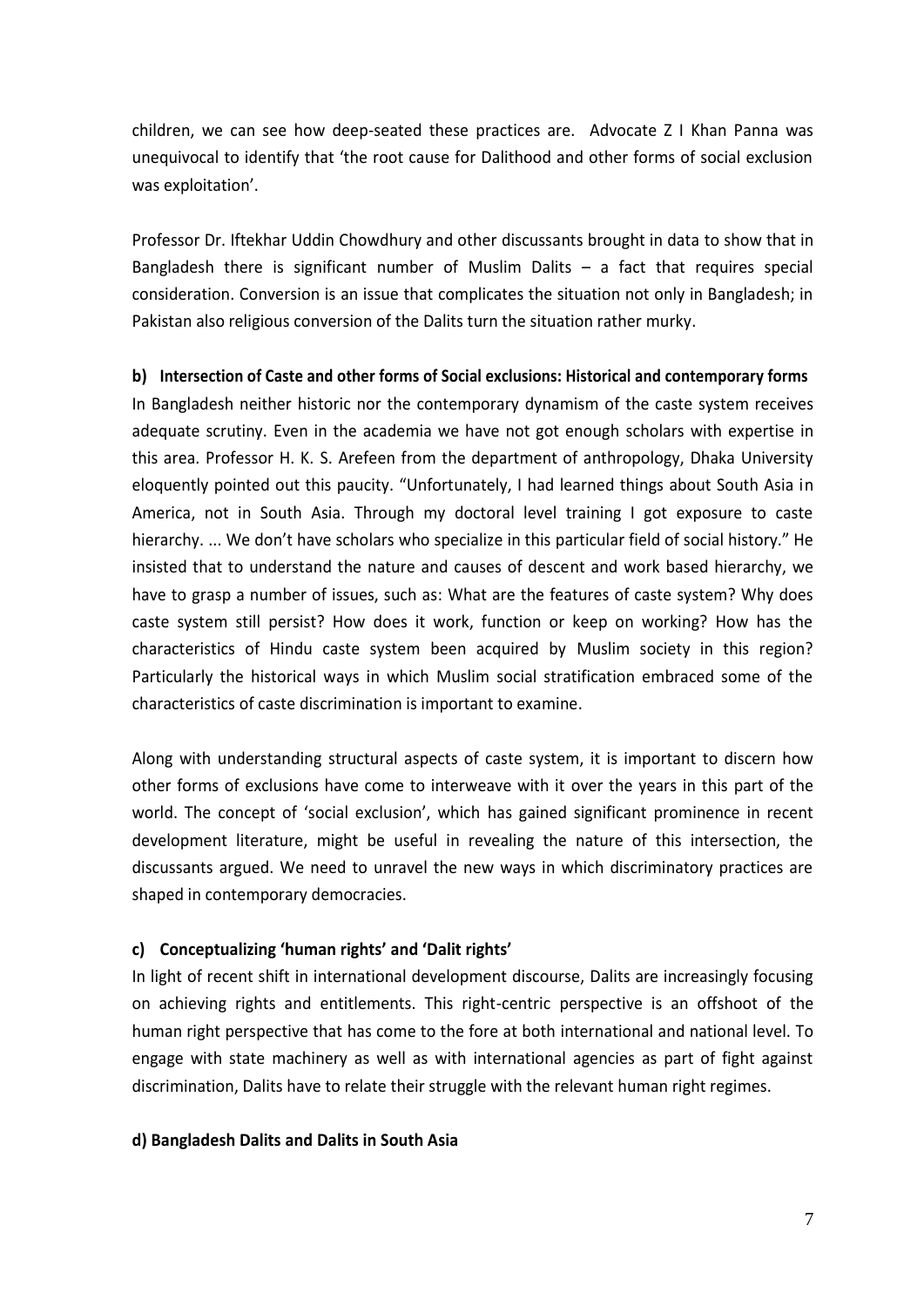children, we can see how deep-seated these practices are. Advocate Z I Khan Panna was unequivocal to identify that 'the root cause for Dalithood and other forms of social exclusion was exploitation'.

Professor Dr. Iftekhar Uddin Chowdhury and other discussants brought in data to show that in Bangladesh there is significant number of Muslim Dalits – a fact that requires special consideration. Conversion is an issue that complicates the situation not only in Bangladesh; in Pakistan also religious conversion of the Dalits turn the situation rather murky.

**b) Intersection of Caste and other forms of Social exclusions: Historical and contemporary forms**

In Bangladesh neither historic nor the contemporary dynamism of the caste system receives adequate scrutiny. Even in the academia we have not got enough scholars with expertise in this area. Professor H. K. S. Arefeen from the department of anthropology, Dhaka University eloquently pointed out this paucity. "Unfortunately, I had learned things about South Asia in America, not in South Asia. Through my doctoral level training I got exposure to caste hierarchy. ... We don't have scholars who specialize in this particular field of social history." He insisted that to understand the nature and causes of descent and work based hierarchy, we have to grasp a number of issues, such as: What are the features of caste system? Why does caste system still persist? How does it work, function or keep on working? How has the characteristics of Hindu caste system been acquired by Muslim society in this region? Particularly the historical ways in which Muslim social stratification embraced some of the characteristics of caste discrimination is important to examine.

Along with understanding structural aspects of caste system, it is important to discern how other forms of exclusions have come to interweave with it over the years in this part of the world. The concept of 'social exclusion', which has gained significant prominence in recent development literature, might be useful in revealing the nature of this intersection, the discussants argued. We need to unravel the new ways in which discriminatory practices are shaped in contemporary democracies.

**c) Conceptualizing 'human rights' and 'Dalit rights'**

In light of recent shift in international development discourse, Dalits are increasingly focusing on achieving rights and entitlements. This right-centric perspective is an offshoot of the human right perspective that has come to the fore at both international and national level. To engage with state machinery as well as with international agencies as part of fight against discrimination, Dalits have to relate their struggle with the relevant human right regimes.

**d) Bangladesh Dalits and Dalits in South Asia**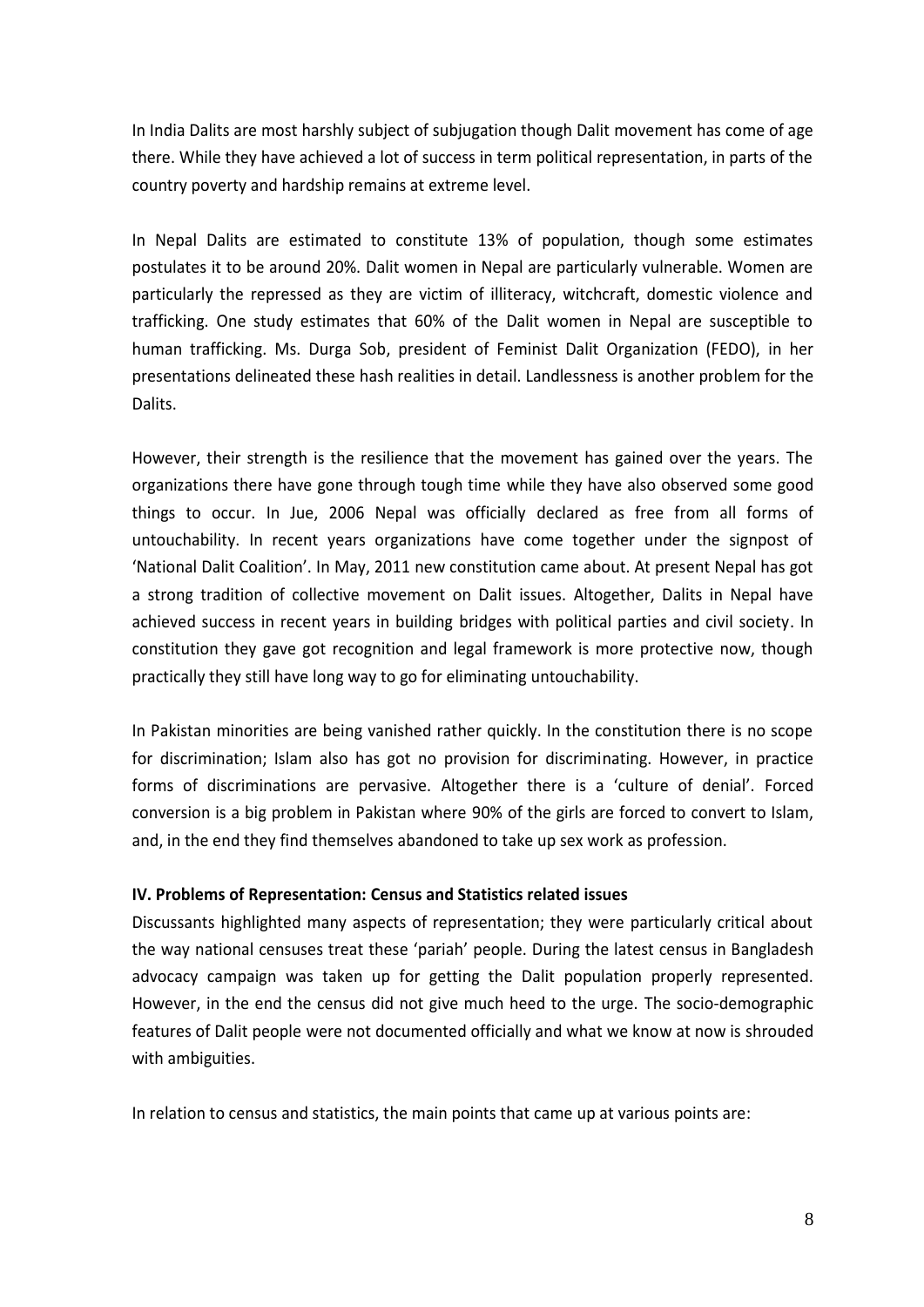In India Dalits are most harshly subject of subjugation though Dalit movement has come of age there. While they have achieved a lot of success in term political representation, in parts of the country poverty and hardship remains at extreme level.

In Nepal Dalits are estimated to constitute 13% of population, though some estimates postulates it to be around 20%. Dalit women in Nepal are particularly vulnerable. Women are particularly the repressed as they are victim of illiteracy, witchcraft, domestic violence and trafficking. One study estimates that 60% of the Dalit women in Nepal are susceptible to human trafficking. Ms. Durga Sob, president of Feminist Dalit Organization (FEDO), in her presentations delineated these hash realities in detail. Landlessness is another problem for the Dalits.

However, their strength is the resilience that the movement has gained over the years. The organizations there have gone through tough time while they have also observed some good things to occur. In Jue, 2006 Nepal was officially declared as free from all forms of untouchability. In recent years organizations have come together under the signpost of 'National Dalit Coalition'. In May, 2011 new constitution came about. At present Nepal has got a strong tradition of collective movement on Dalit issues. Altogether, Dalits in Nepal have achieved success in recent years in building bridges with political parties and civil society. In constitution they gave got recognition and legal framework is more protective now, though practically they still have long way to go for eliminating untouchability.

In Pakistan minorities are being vanished rather quickly. In the constitution there is no scope for discrimination; Islam also has got no provision for discriminating. However, in practice forms of discriminations are pervasive. Altogether there is a 'culture of denial'. Forced conversion is a big problem in Pakistan where 90% of the girls are forced to convert to Islam, and, in the end they find themselves abandoned to take up sex work as profession.

### IV. Problems of Representation: Census and Statistics related issues

Discussants highlighted many aspects of representation; they were particularly critical about the way national censuses treat these 'pariah' people. During the latest census in Bangladesh advocacy campaign was taken up for getting the Dalit population properly represented. However, in the end the census did not give much heed to the urge. The socio-demographic features of Dalit people were not documented officially and what we know at now is shrouded with ambiguities.

In relation to census and statistics, the main points that came up at various points are: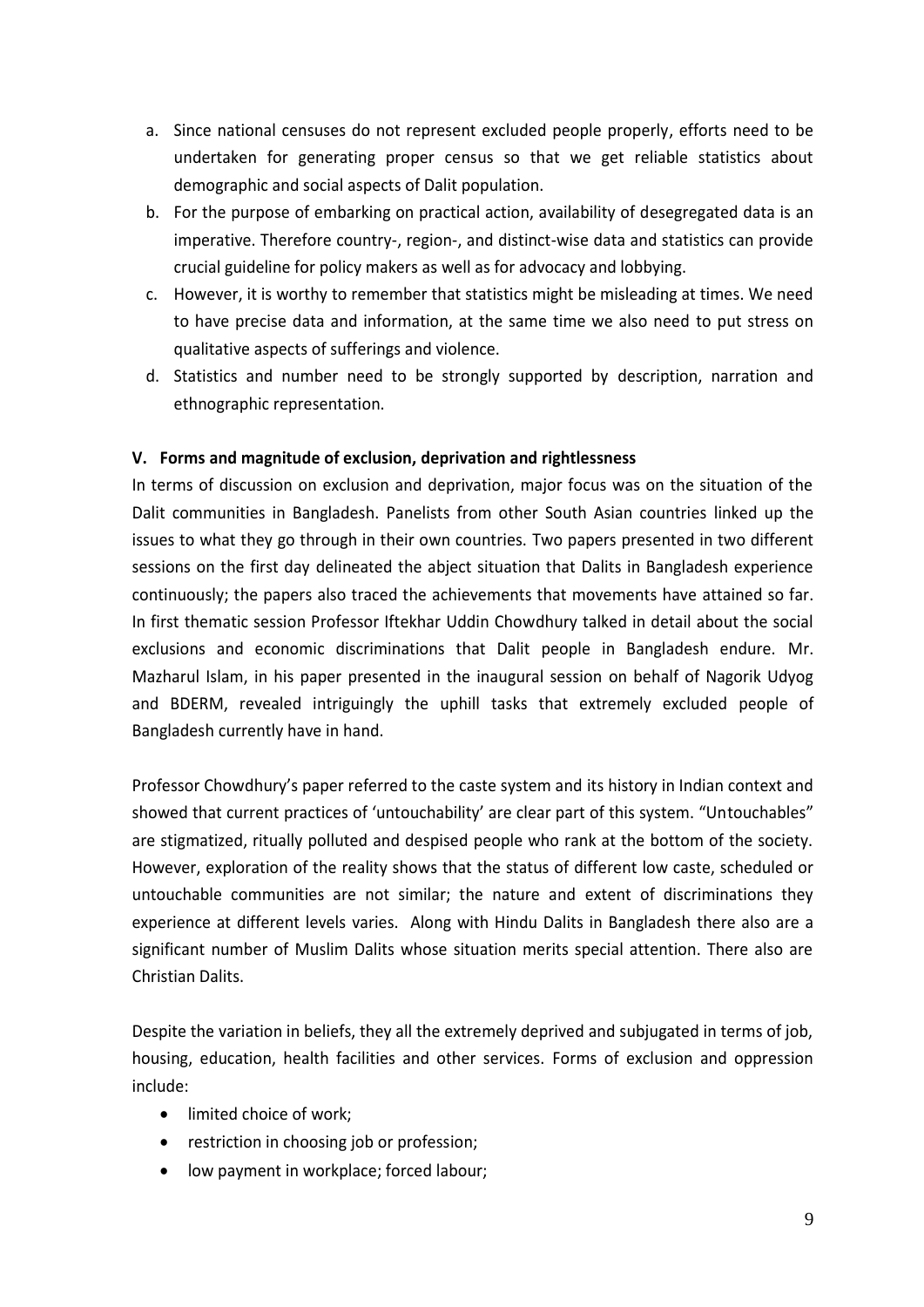a. Since national censuses do not represent excluded people properly, efforts need to be undertaken for generating proper census so that we get reliable statistics about demographic and social aspects of Dalit population.
b. For the purpose of embarking on practical action, availability of desegregated data is an imperative. Therefore country-, region-, and distinct-wise data and statistics can provide crucial guideline for policy makers as well as for advocacy and lobbying.
c. However, it is worthy to remember that statistics might be misleading at times. We need to have precise data and information, at the same time we also need to put stress on qualitative aspects of sufferings and violence.
d. Statistics and number need to be strongly supported by description, narration and ethnographic representation.

### V. Forms and magnitude of exclusion, deprivation and rightlessness

In terms of discussion on exclusion and deprivation, major focus was on the situation of the Dalit communities in Bangladesh. Panelists from other South Asian countries linked up the issues to what they go through in their own countries. Two papers presented in two different sessions on the first day delineated the abject situation that Dalits in Bangladesh experience continuously; the papers also traced the achievements that movements have attained so far. In first thematic session Professor Iftekhar Uddin Chowdhury talked in detail about the social exclusions and economic discriminations that Dalit people in Bangladesh endure. Mr. Mazharul Islam, in his paper presented in the inaugural session on behalf of Nagorik Udyog and BDERM, revealed intriguingly the uphill tasks that extremely excluded people of Bangladesh currently have in hand.

Professor Chowdhury's paper referred to the caste system and its history in Indian context and showed that current practices of 'untouchability' are clear part of this system. "Untouchables" are stigmatized, ritually polluted and despised people who rank at the bottom of the society. However, exploration of the reality shows that the status of different low caste, scheduled or untouchable communities are not similar; the nature and extent of discriminations they experience at different levels varies. Along with Hindu Dalits in Bangladesh there also are a significant number of Muslim Dalits whose situation merits special attention. There also are Christian Dalits.

Despite the variation in beliefs, they all the extremely deprived and subjugated in terms of job, housing, education, health facilities and other services. Forms of exclusion and oppression include:

- limited choice of work;
- restriction in choosing job or profession;
- low payment in workplace; forced labour;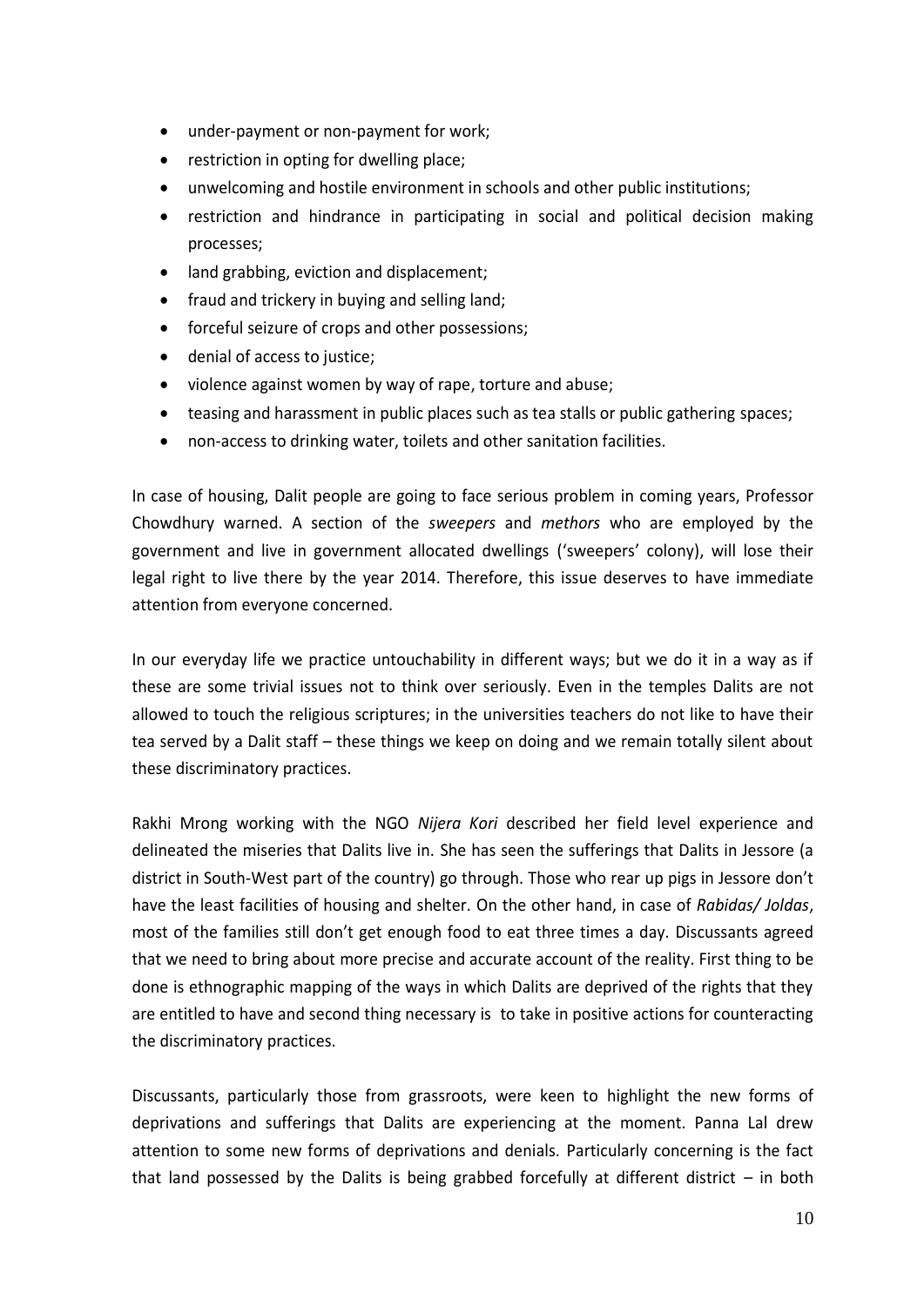- under-payment or non-payment for work;
- restriction in opting for dwelling place;
- unwelcoming and hostile environment in schools and other public institutions;
- restriction and hindrance in participating in social and political decision making processes;
- land grabbing, eviction and displacement;
- fraud and trickery in buying and selling land;
- forceful seizure of crops and other possessions;
- denial of access to justice;
- violence against women by way of rape, torture and abuse;
- teasing and harassment in public places such as tea stalls or public gathering spaces;
- non-access to drinking water, toilets and other sanitation facilities.

In case of housing, Dalit people are going to face serious problem in coming years, Professor Chowdhury warned. A section of the *sweepers* and *methors* who are employed by the government and live in government allocated dwellings ('sweepers' colony), will lose their legal right to live there by the year 2014. Therefore, this issue deserves to have immediate attention from everyone concerned.

In our everyday life we practice untouchability in different ways; but we do it in a way as if these are some trivial issues not to think over seriously. Even in the temples Dalits are not allowed to touch the religious scriptures; in the universities teachers do not like to have their tea served by a Dalit staff – these things we keep on doing and we remain totally silent about these discriminatory practices.

Rakhi Mrong working with the NGO *Nijera Kori* described her field level experience and delineated the miseries that Dalits live in. She has seen the sufferings that Dalits in Jessore (a district in South-West part of the country) go through. Those who rear up pigs in Jessore don't have the least facilities of housing and shelter. On the other hand, in case of *Rabidas/ Joldas*, most of the families still don't get enough food to eat three times a day. Discussants agreed that we need to bring about more precise and accurate account of the reality. First thing to be done is ethnographic mapping of the ways in which Dalits are deprived of the rights that they are entitled to have and second thing necessary is to take in positive actions for counteracting the discriminatory practices.

Discussants, particularly those from grassroots, were keen to highlight the new forms of deprivations and sufferings that Dalits are experiencing at the moment. Panna Lal drew attention to some new forms of deprivations and denials. Particularly concerning is the fact that land possessed by the Dalits is being grabbed forcefully at different district – in both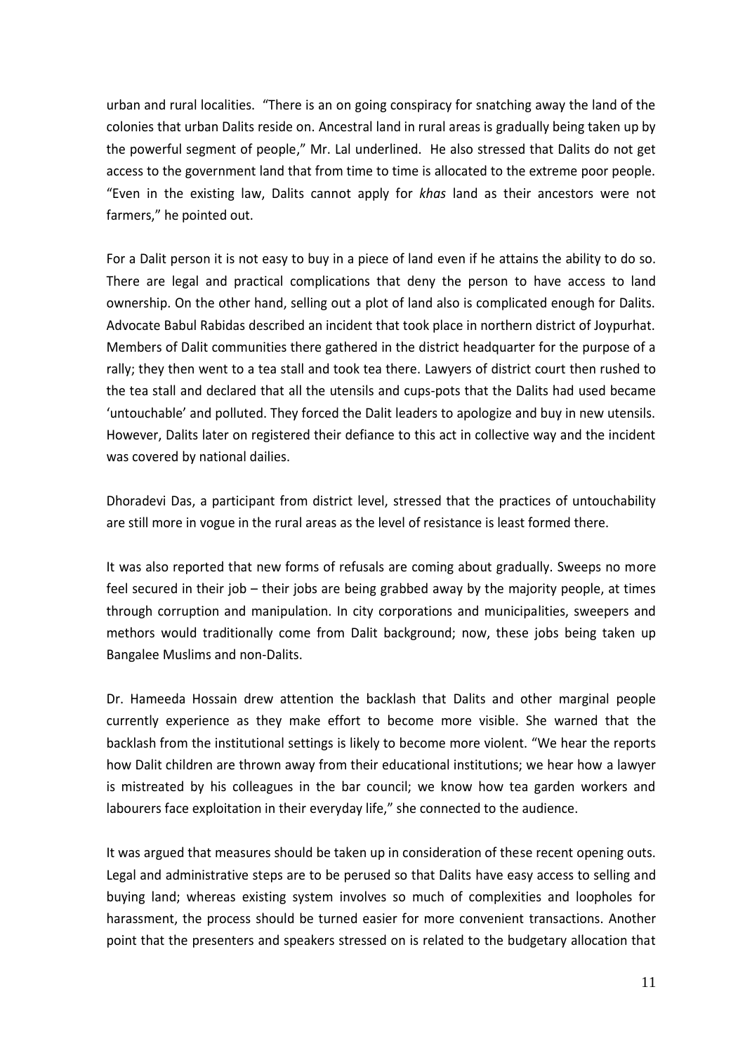urban and rural localities. "There is an on going conspiracy for snatching away the land of the colonies that urban Dalits reside on. Ancestral land in rural areas is gradually being taken up by the powerful segment of people," Mr. Lal underlined. He also stressed that Dalits do not get access to the government land that from time to time is allocated to the extreme poor people. "Even in the existing law, Dalits cannot apply for *khas* land as their ancestors were not farmers," he pointed out.

For a Dalit person it is not easy to buy in a piece of land even if he attains the ability to do so. There are legal and practical complications that deny the person to have access to land ownership. On the other hand, selling out a plot of land also is complicated enough for Dalits. Advocate Babul Rabidas described an incident that took place in northern district of Joypurhat. Members of Dalit communities there gathered in the district headquarter for the purpose of a rally; they then went to a tea stall and took tea there. Lawyers of district court then rushed to the tea stall and declared that all the utensils and cups-pots that the Dalits had used became 'untouchable' and polluted. They forced the Dalit leaders to apologize and buy in new utensils. However, Dalits later on registered their defiance to this act in collective way and the incident was covered by national dailies.

Dhoradevi Das, a participant from district level, stressed that the practices of untouchability are still more in vogue in the rural areas as the level of resistance is least formed there.

It was also reported that new forms of refusals are coming about gradually. Sweeps no more feel secured in their job – their jobs are being grabbed away by the majority people, at times through corruption and manipulation. In city corporations and municipalities, sweepers and methors would traditionally come from Dalit background; now, these jobs being taken up Bangalee Muslims and non-Dalits.

Dr. Hameeda Hossain drew attention the backlash that Dalits and other marginal people currently experience as they make effort to become more visible. She warned that the backlash from the institutional settings is likely to become more violent. "We hear the reports how Dalit children are thrown away from their educational institutions; we hear how a lawyer is mistreated by his colleagues in the bar council; we know how tea garden workers and labourers face exploitation in their everyday life," she connected to the audience.

It was argued that measures should be taken up in consideration of these recent opening outs. Legal and administrative steps are to be perused so that Dalits have easy access to selling and buying land; whereas existing system involves so much of complexities and loopholes for harassment, the process should be turned easier for more convenient transactions. Another point that the presenters and speakers stressed on is related to the budgetary allocation that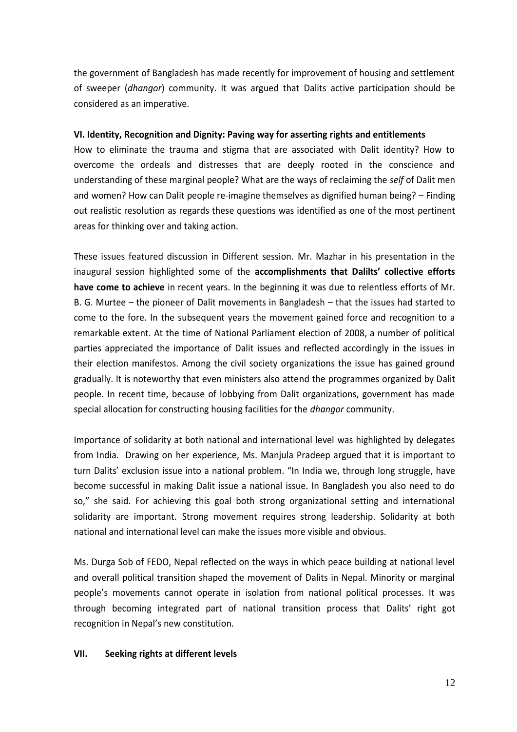the government of Bangladesh has made recently for improvement of housing and settlement of sweeper (*dhangor*) community. It was argued that Dalits active participation should be considered as an imperative.

### VI. Identity, Recognition and Dignity: Paving way for asserting rights and entitlements

How to eliminate the trauma and stigma that are associated with Dalit identity? How to overcome the ordeals and distresses that are deeply rooted in the conscience and understanding of these marginal people? What are the ways of reclaiming the *self* of Dalit men and women? How can Dalit people re-imagine themselves as dignified human being? – Finding out realistic resolution as regards these questions was identified as one of the most pertinent areas for thinking over and taking action.

These issues featured discussion in Different session. Mr. Mazhar in his presentation in the inaugural session highlighted some of the **accomplishments that Dalilts' collective efforts have come to achieve** in recent years. In the beginning it was due to relentless efforts of Mr. B. G. Murtee – the pioneer of Dalit movements in Bangladesh – that the issues had started to come to the fore. In the subsequent years the movement gained force and recognition to a remarkable extent. At the time of National Parliament election of 2008, a number of political parties appreciated the importance of Dalit issues and reflected accordingly in the issues in their election manifestos. Among the civil society organizations the issue has gained ground gradually. It is noteworthy that even ministers also attend the programmes organized by Dalit people. In recent time, because of lobbying from Dalit organizations, government has made special allocation for constructing housing facilities for the *dhangor* community.

Importance of solidarity at both national and international level was highlighted by delegates from India. Drawing on her experience, Ms. Manjula Pradeep argued that it is important to turn Dalits' exclusion issue into a national problem. "In India we, through long struggle, have become successful in making Dalit issue a national issue. In Bangladesh you also need to do so," she said. For achieving this goal both strong organizational setting and international solidarity are important. Strong movement requires strong leadership. Solidarity at both national and international level can make the issues more visible and obvious.

Ms. Durga Sob of FEDO, Nepal reflected on the ways in which peace building at national level and overall political transition shaped the movement of Dalits in Nepal. Minority or marginal people's movements cannot operate in isolation from national political processes. It was through becoming integrated part of national transition process that Dalits' right got recognition in Nepal's new constitution.

### VII. Seeking rights at different levels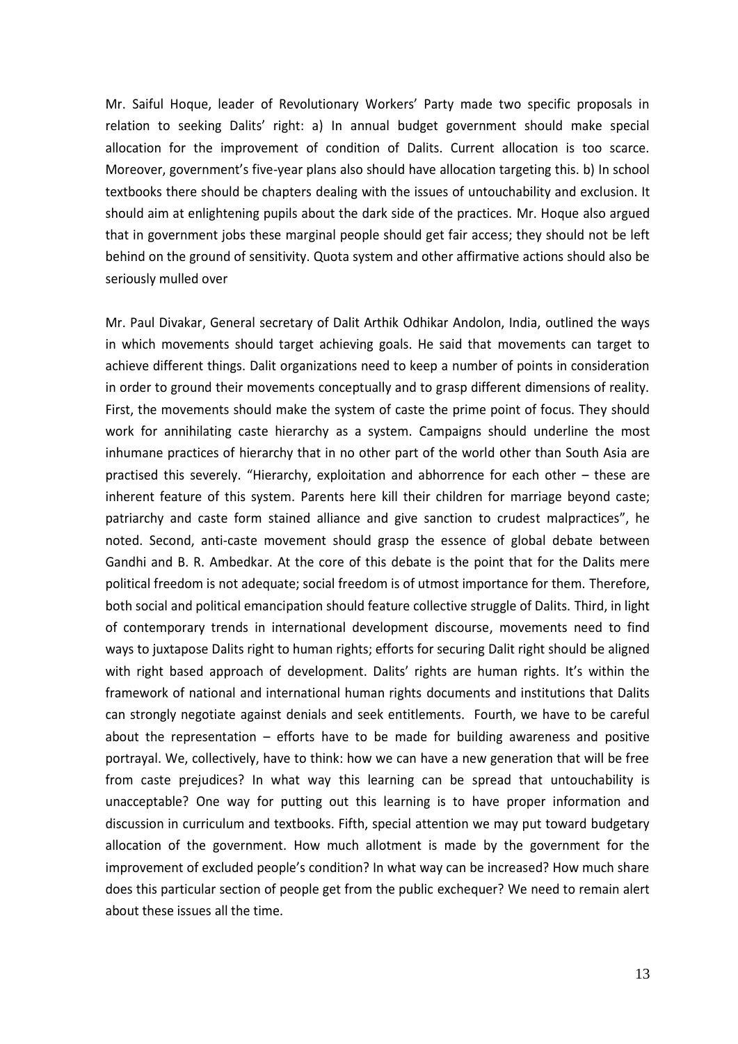Mr. Saiful Hoque, leader of Revolutionary Workers' Party made two specific proposals in relation to seeking Dalits' right: a) In annual budget government should make special allocation for the improvement of condition of Dalits. Current allocation is too scarce. Moreover, government's five-year plans also should have allocation targeting this. b) In school textbooks there should be chapters dealing with the issues of untouchability and exclusion. It should aim at enlightening pupils about the dark side of the practices. Mr. Hoque also argued that in government jobs these marginal people should get fair access; they should not be left behind on the ground of sensitivity. Quota system and other affirmative actions should also be seriously mulled over

Mr. Paul Divakar, General secretary of Dalit Arthik Odhikar Andolon, India, outlined the ways in which movements should target achieving goals. He said that movements can target to achieve different things. Dalit organizations need to keep a number of points in consideration in order to ground their movements conceptually and to grasp different dimensions of reality. First, the movements should make the system of caste the prime point of focus. They should work for annihilating caste hierarchy as a system. Campaigns should underline the most inhumane practices of hierarchy that in no other part of the world other than South Asia are practised this severely. "Hierarchy, exploitation and abhorrence for each other – these are inherent feature of this system. Parents here kill their children for marriage beyond caste; patriarchy and caste form stained alliance and give sanction to crudest malpractices", he noted. Second, anti-caste movement should grasp the essence of global debate between Gandhi and B. R. Ambedkar. At the core of this debate is the point that for the Dalits mere political freedom is not adequate; social freedom is of utmost importance for them. Therefore, both social and political emancipation should feature collective struggle of Dalits. Third, in light of contemporary trends in international development discourse, movements need to find ways to juxtapose Dalits right to human rights; efforts for securing Dalit right should be aligned with right based approach of development. Dalits' rights are human rights. It's within the framework of national and international human rights documents and institutions that Dalits can strongly negotiate against denials and seek entitlements. Fourth, we have to be careful about the representation – efforts have to be made for building awareness and positive portrayal. We, collectively, have to think: how we can have a new generation that will be free from caste prejudices? In what way this learning can be spread that untouchability is unacceptable? One way for putting out this learning is to have proper information and discussion in curriculum and textbooks. Fifth, special attention we may put toward budgetary allocation of the government. How much allotment is made by the government for the improvement of excluded people's condition? In what way can be increased? How much share does this particular section of people get from the public exchequer? We need to remain alert about these issues all the time.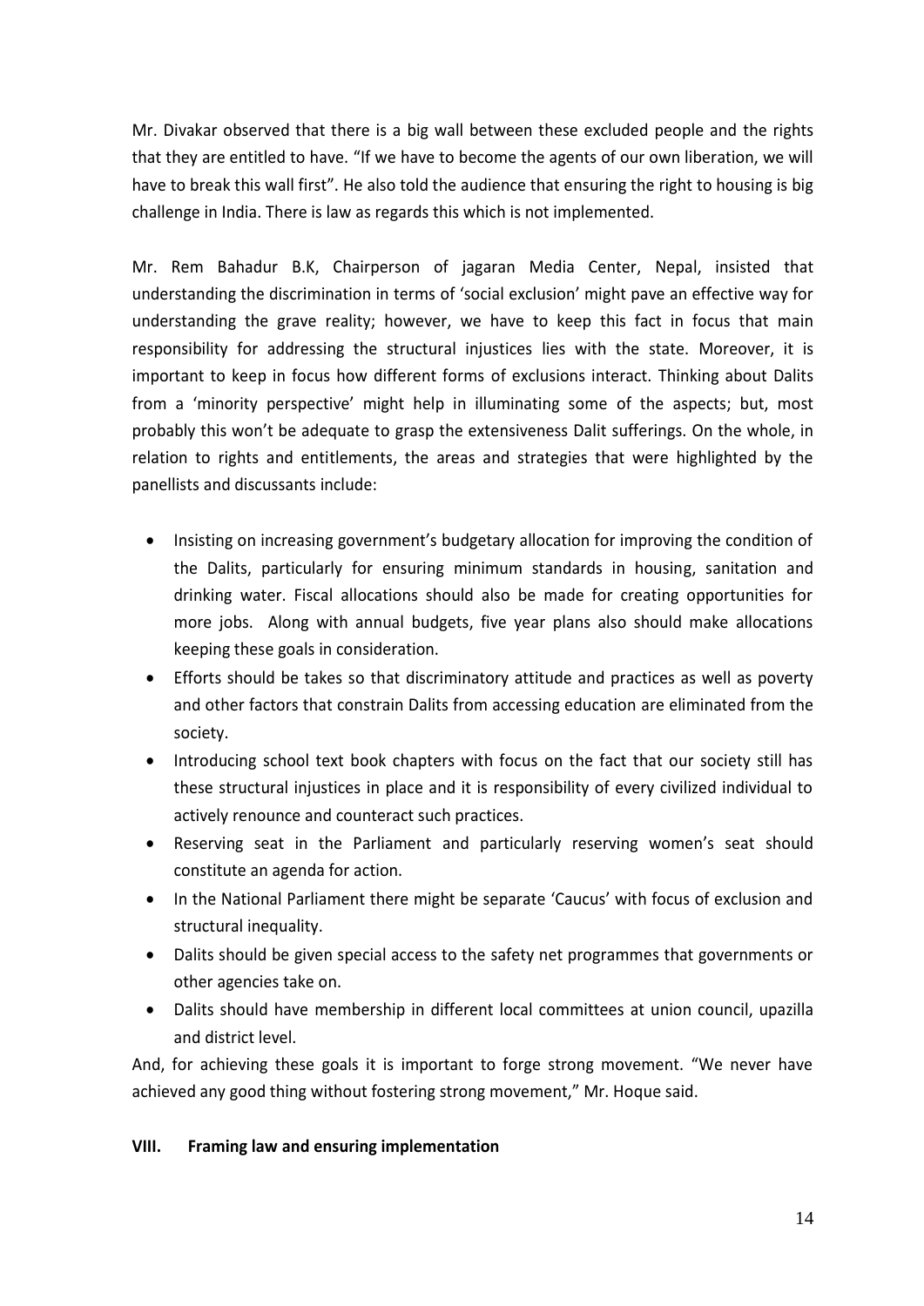Mr. Divakar observed that there is a big wall between these excluded people and the rights that they are entitled to have. "If we have to become the agents of our own liberation, we will have to break this wall first". He also told the audience that ensuring the right to housing is big challenge in India. There is law as regards this which is not implemented.

Mr. Rem Bahadur B.K, Chairperson of jagaran Media Center, Nepal, insisted that understanding the discrimination in terms of 'social exclusion' might pave an effective way for understanding the grave reality; however, we have to keep this fact in focus that main responsibility for addressing the structural injustices lies with the state. Moreover, it is important to keep in focus how different forms of exclusions interact. Thinking about Dalits from a 'minority perspective' might help in illuminating some of the aspects; but, most probably this won't be adequate to grasp the extensiveness Dalit sufferings. On the whole, in relation to rights and entitlements, the areas and strategies that were highlighted by the panellists and discussants include:

- Insisting on increasing government's budgetary allocation for improving the condition of the Dalits, particularly for ensuring minimum standards in housing, sanitation and drinking water. Fiscal allocations should also be made for creating opportunities for more jobs. Along with annual budgets, five year plans also should make allocations keeping these goals in consideration.
- Efforts should be takes so that discriminatory attitude and practices as well as poverty and other factors that constrain Dalits from accessing education are eliminated from the society.
- Introducing school text book chapters with focus on the fact that our society still has these structural injustices in place and it is responsibility of every civilized individual to actively renounce and counteract such practices.
- Reserving seat in the Parliament and particularly reserving women's seat should constitute an agenda for action.
- In the National Parliament there might be separate 'Caucus' with focus of exclusion and structural inequality.
- Dalits should be given special access to the safety net programmes that governments or other agencies take on.
- Dalits should have membership in different local committees at union council, upazilla and district level.

And, for achieving these goals it is important to forge strong movement. "We never have achieved any good thing without fostering strong movement," Mr. Hoque said.

## VIII. Framing law and ensuring implementation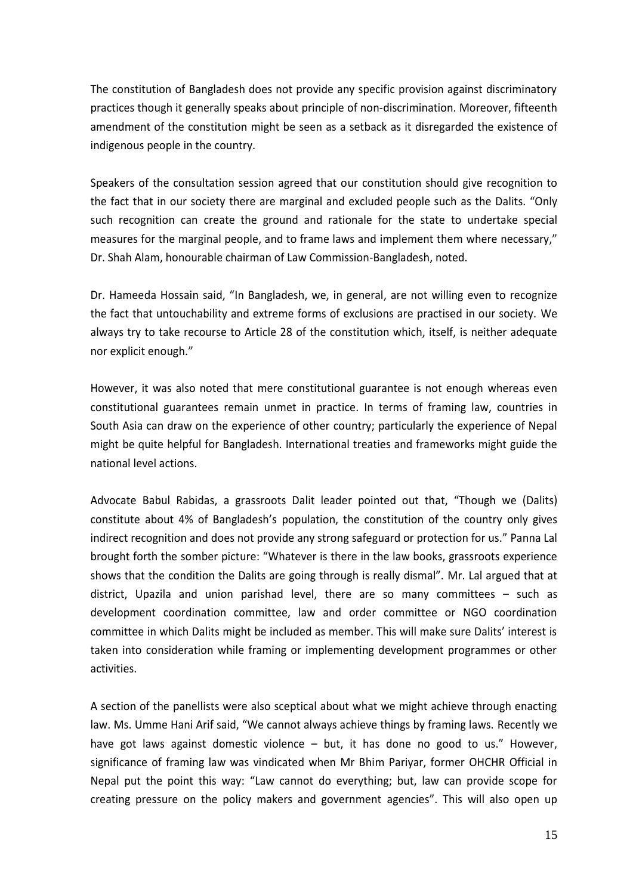The constitution of Bangladesh does not provide any specific provision against discriminatory practices though it generally speaks about principle of non-discrimination. Moreover, fifteenth amendment of the constitution might be seen as a setback as it disregarded the existence of indigenous people in the country.

Speakers of the consultation session agreed that our constitution should give recognition to the fact that in our society there are marginal and excluded people such as the Dalits. "Only such recognition can create the ground and rationale for the state to undertake special measures for the marginal people, and to frame laws and implement them where necessary," Dr. Shah Alam, honourable chairman of Law Commission-Bangladesh, noted.

Dr. Hameeda Hossain said, "In Bangladesh, we, in general, are not willing even to recognize the fact that untouchability and extreme forms of exclusions are practised in our society. We always try to take recourse to Article 28 of the constitution which, itself, is neither adequate nor explicit enough."

However, it was also noted that mere constitutional guarantee is not enough whereas even constitutional guarantees remain unmet in practice. In terms of framing law, countries in South Asia can draw on the experience of other country; particularly the experience of Nepal might be quite helpful for Bangladesh. International treaties and frameworks might guide the national level actions.

Advocate Babul Rabidas, a grassroots Dalit leader pointed out that, "Though we (Dalits) constitute about 4% of Bangladesh's population, the constitution of the country only gives indirect recognition and does not provide any strong safeguard or protection for us." Panna Lal brought forth the somber picture: "Whatever is there in the law books, grassroots experience shows that the condition the Dalits are going through is really dismal". Mr. Lal argued that at district, Upazila and union parishad level, there are so many committees – such as development coordination committee, law and order committee or NGO coordination committee in which Dalits might be included as member. This will make sure Dalits' interest is taken into consideration while framing or implementing development programmes or other activities.

A section of the panellists were also sceptical about what we might achieve through enacting law. Ms. Umme Hani Arif said, "We cannot always achieve things by framing laws. Recently we have got laws against domestic violence – but, it has done no good to us." However, significance of framing law was vindicated when Mr Bhim Pariyar, former OHCHR Official in Nepal put the point this way: "Law cannot do everything; but, law can provide scope for creating pressure on the policy makers and government agencies". This will also open up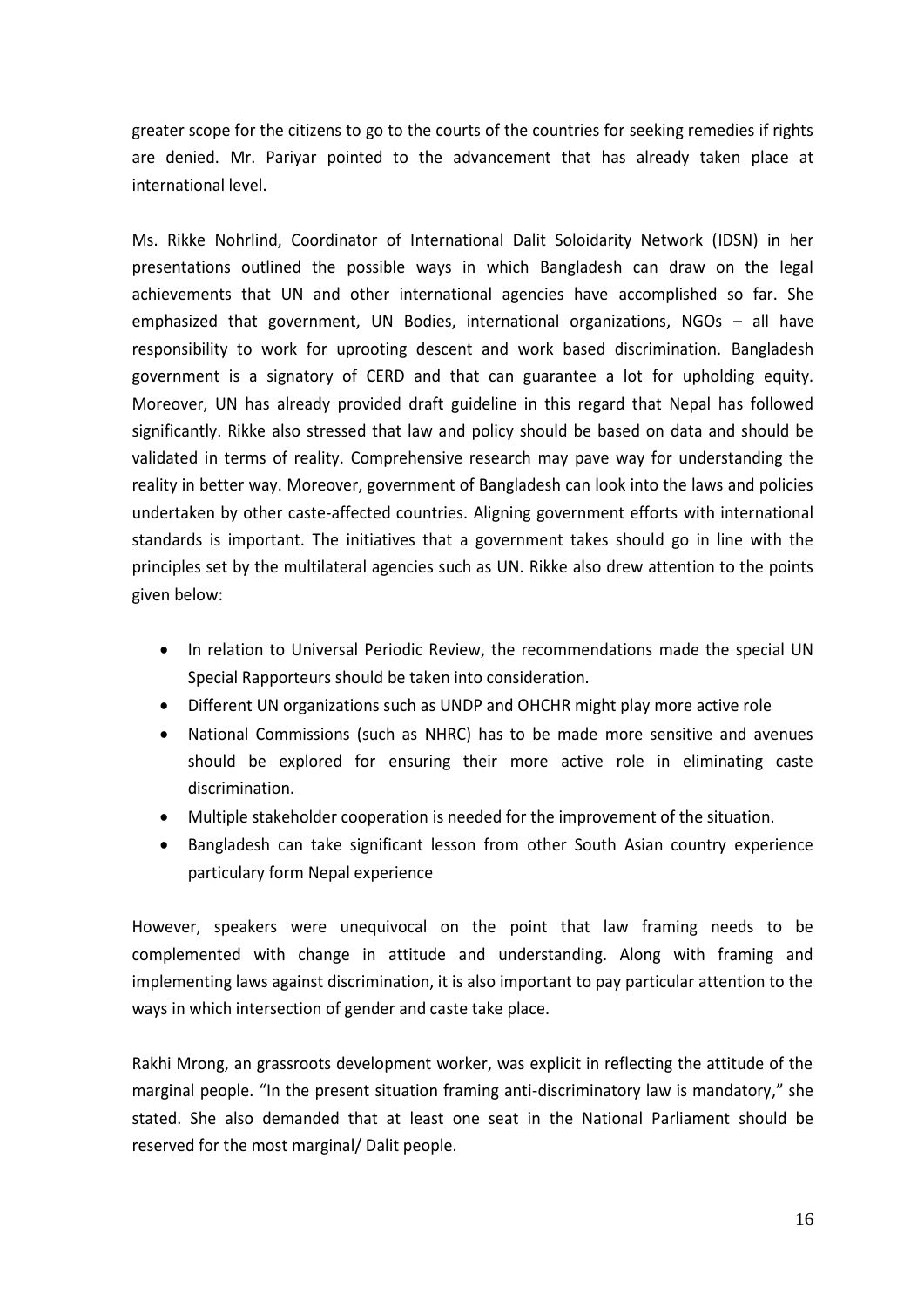greater scope for the citizens to go to the courts of the countries for seeking remedies if rights are denied. Mr. Pariyar pointed to the advancement that has already taken place at international level.

Ms. Rikke Nohrlind, Coordinator of International Dalit Soloidarity Network (IDSN) in her presentations outlined the possible ways in which Bangladesh can draw on the legal achievements that UN and other international agencies have accomplished so far. She emphasized that government, UN Bodies, international organizations, NGOs – all have responsibility to work for uprooting descent and work based discrimination. Bangladesh government is a signatory of CERD and that can guarantee a lot for upholding equity. Moreover, UN has already provided draft guideline in this regard that Nepal has followed significantly. Rikke also stressed that law and policy should be based on data and should be validated in terms of reality. Comprehensive research may pave way for understanding the reality in better way. Moreover, government of Bangladesh can look into the laws and policies undertaken by other caste-affected countries. Aligning government efforts with international standards is important. The initiatives that a government takes should go in line with the principles set by the multilateral agencies such as UN. Rikke also drew attention to the points given below:

- In relation to Universal Periodic Review, the recommendations made the special UN Special Rapporteurs should be taken into consideration.
- Different UN organizations such as UNDP and OHCHR might play more active role
- National Commissions (such as NHRC) has to be made more sensitive and avenues should be explored for ensuring their more active role in eliminating caste discrimination.
- Multiple stakeholder cooperation is needed for the improvement of the situation.
- Bangladesh can take significant lesson from other South Asian country experience particulary form Nepal experience

However, speakers were unequivocal on the point that law framing needs to be complemented with change in attitude and understanding. Along with framing and implementing laws against discrimination, it is also important to pay particular attention to the ways in which intersection of gender and caste take place.

Rakhi Mrong, an grassroots development worker, was explicit in reflecting the attitude of the marginal people. "In the present situation framing anti-discriminatory law is mandatory," she stated. She also demanded that at least one seat in the National Parliament should be reserved for the most marginal/ Dalit people.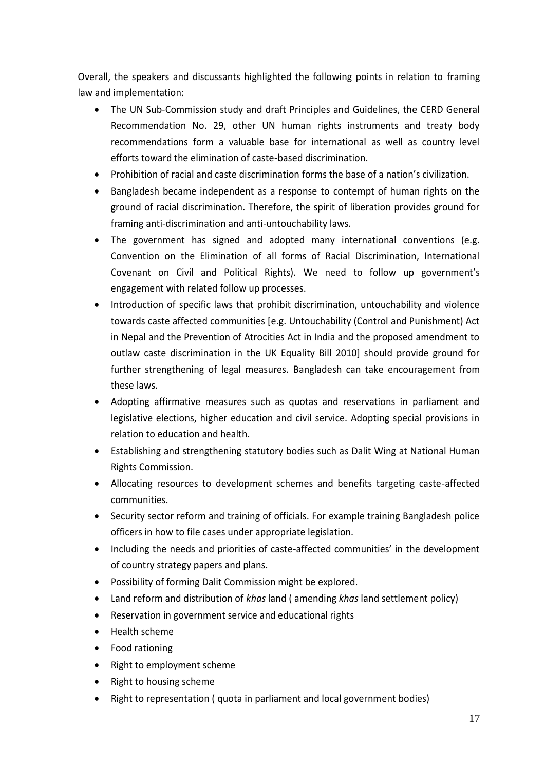Overall, the speakers and discussants highlighted the following points in relation to framing law and implementation:

- The UN Sub-Commission study and draft Principles and Guidelines, the CERD General Recommendation No. 29, other UN human rights instruments and treaty body recommendations form a valuable base for international as well as country level efforts toward the elimination of caste-based discrimination.
- Prohibition of racial and caste discrimination forms the base of a nation's civilization.
- Bangladesh became independent as a response to contempt of human rights on the ground of racial discrimination. Therefore, the spirit of liberation provides ground for framing anti-discrimination and anti-untouchability laws.
- The government has signed and adopted many international conventions (e.g. Convention on the Elimination of all forms of Racial Discrimination, International Covenant on Civil and Political Rights). We need to follow up government's engagement with related follow up processes.
- Introduction of specific laws that prohibit discrimination, untouchability and violence towards caste affected communities [e.g. Untouchability (Control and Punishment) Act in Nepal and the Prevention of Atrocities Act in India and the proposed amendment to outlaw caste discrimination in the UK Equality Bill 2010] should provide ground for further strengthening of legal measures. Bangladesh can take encouragement from these laws.
- Adopting affirmative measures such as quotas and reservations in parliament and legislative elections, higher education and civil service. Adopting special provisions in relation to education and health.
- Establishing and strengthening statutory bodies such as Dalit Wing at National Human Rights Commission.
- Allocating resources to development schemes and benefits targeting caste-affected communities.
- Security sector reform and training of officials. For example training Bangladesh police officers in how to file cases under appropriate legislation.
- Including the needs and priorities of caste-affected communities' in the development of country strategy papers and plans.
- Possibility of forming Dalit Commission might be explored.
- Land reform and distribution of *khas* land ( amending *khas* land settlement policy)
- Reservation in government service and educational rights
- Health scheme
- Food rationing
- Right to employment scheme
- Right to housing scheme
- Right to representation ( quota in parliament and local government bodies)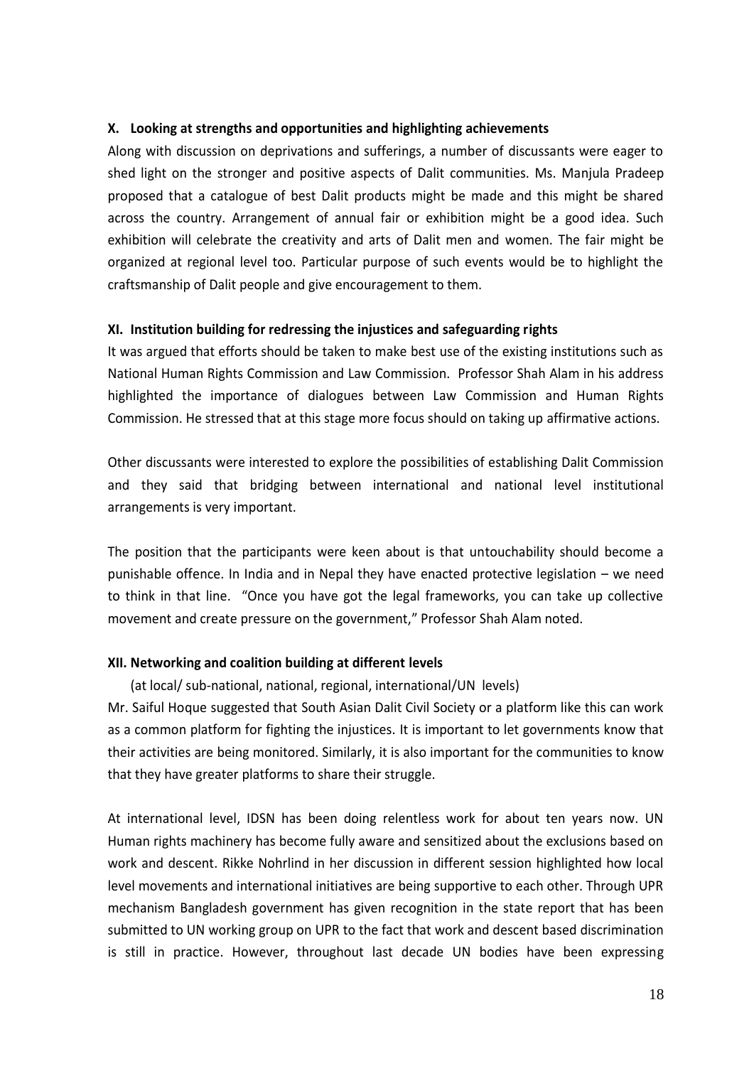### X. Looking at strengths and opportunities and highlighting achievements

Along with discussion on deprivations and sufferings, a number of discussants were eager to shed light on the stronger and positive aspects of Dalit communities. Ms. Manjula Pradeep proposed that a catalogue of best Dalit products might be made and this might be shared across the country. Arrangement of annual fair or exhibition might be a good idea. Such exhibition will celebrate the creativity and arts of Dalit men and women. The fair might be organized at regional level too. Particular purpose of such events would be to highlight the craftsmanship of Dalit people and give encouragement to them.

### XI. Institution building for redressing the injustices and safeguarding rights

It was argued that efforts should be taken to make best use of the existing institutions such as National Human Rights Commission and Law Commission. Professor Shah Alam in his address highlighted the importance of dialogues between Law Commission and Human Rights Commission. He stressed that at this stage more focus should on taking up affirmative actions.

Other discussants were interested to explore the possibilities of establishing Dalit Commission and they said that bridging between international and national level institutional arrangements is very important.

The position that the participants were keen about is that untouchability should become a punishable offence. In India and in Nepal they have enacted protective legislation – we need to think in that line. "Once you have got the legal frameworks, you can take up collective movement and create pressure on the government," Professor Shah Alam noted.

### XII. Networking and coalition building at different levels

(at local/ sub-national, national, regional, international/UN levels)

Mr. Saiful Hoque suggested that South Asian Dalit Civil Society or a platform like this can work as a common platform for fighting the injustices. It is important to let governments know that their activities are being monitored. Similarly, it is also important for the communities to know that they have greater platforms to share their struggle.

At international level, IDSN has been doing relentless work for about ten years now. UN Human rights machinery has become fully aware and sensitized about the exclusions based on work and descent. Rikke Nohrlind in her discussion in different session highlighted how local level movements and international initiatives are being supportive to each other. Through UPR mechanism Bangladesh government has given recognition in the state report that has been submitted to UN working group on UPR to the fact that work and descent based discrimination is still in practice. However, throughout last decade UN bodies have been expressing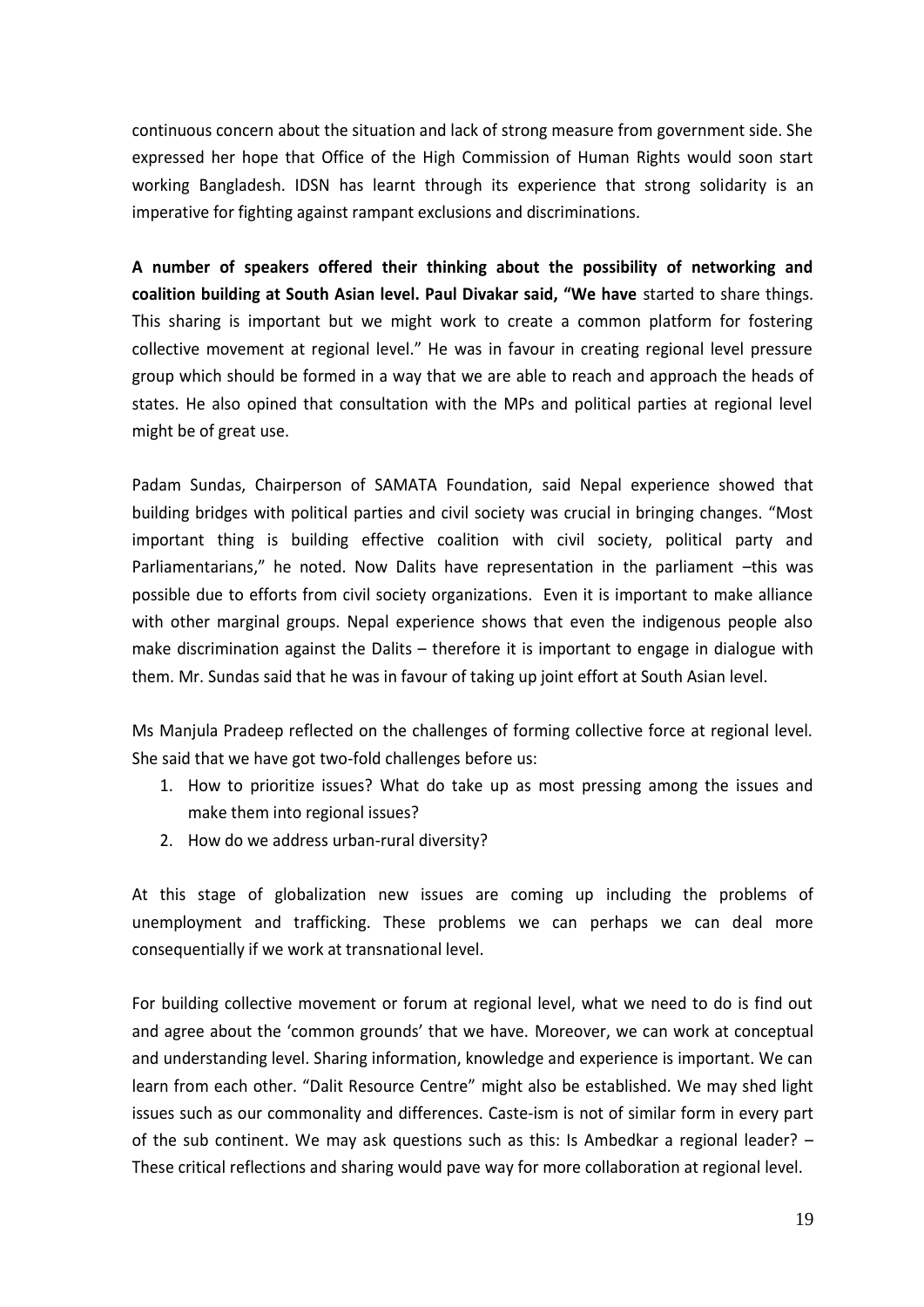continuous concern about the situation and lack of strong measure from government side. She expressed her hope that Office of the High Commission of Human Rights would soon start working Bangladesh. IDSN has learnt through its experience that strong solidarity is an imperative for fighting against rampant exclusions and discriminations.

**A number of speakers offered their thinking about the possibility of networking and coalition building at South Asian level. Paul Divakar said, "We have** started to share things. This sharing is important but we might work to create a common platform for fostering collective movement at regional level." He was in favour in creating regional level pressure group which should be formed in a way that we are able to reach and approach the heads of states. He also opined that consultation with the MPs and political parties at regional level might be of great use.

Padam Sundas, Chairperson of SAMATA Foundation, said Nepal experience showed that building bridges with political parties and civil society was crucial in bringing changes. "Most important thing is building effective coalition with civil society, political party and Parliamentarians," he noted. Now Dalits have representation in the parliament –this was possible due to efforts from civil society organizations. Even it is important to make alliance with other marginal groups. Nepal experience shows that even the indigenous people also make discrimination against the Dalits – therefore it is important to engage in dialogue with them. Mr. Sundas said that he was in favour of taking up joint effort at South Asian level.

Ms Manjula Pradeep reflected on the challenges of forming collective force at regional level. She said that we have got two-fold challenges before us:

1. How to prioritize issues? What do take up as most pressing among the issues and make them into regional issues?
2. How do we address urban-rural diversity?

At this stage of globalization new issues are coming up including the problems of unemployment and trafficking. These problems we can perhaps we can deal more consequentially if we work at transnational level.

For building collective movement or forum at regional level, what we need to do is find out and agree about the 'common grounds' that we have. Moreover, we can work at conceptual and understanding level. Sharing information, knowledge and experience is important. We can learn from each other. "Dalit Resource Centre" might also be established. We may shed light issues such as our commonality and differences. Caste-ism is not of similar form in every part of the sub continent. We may ask questions such as this: Is Ambedkar a regional leader? – These critical reflections and sharing would pave way for more collaboration at regional level.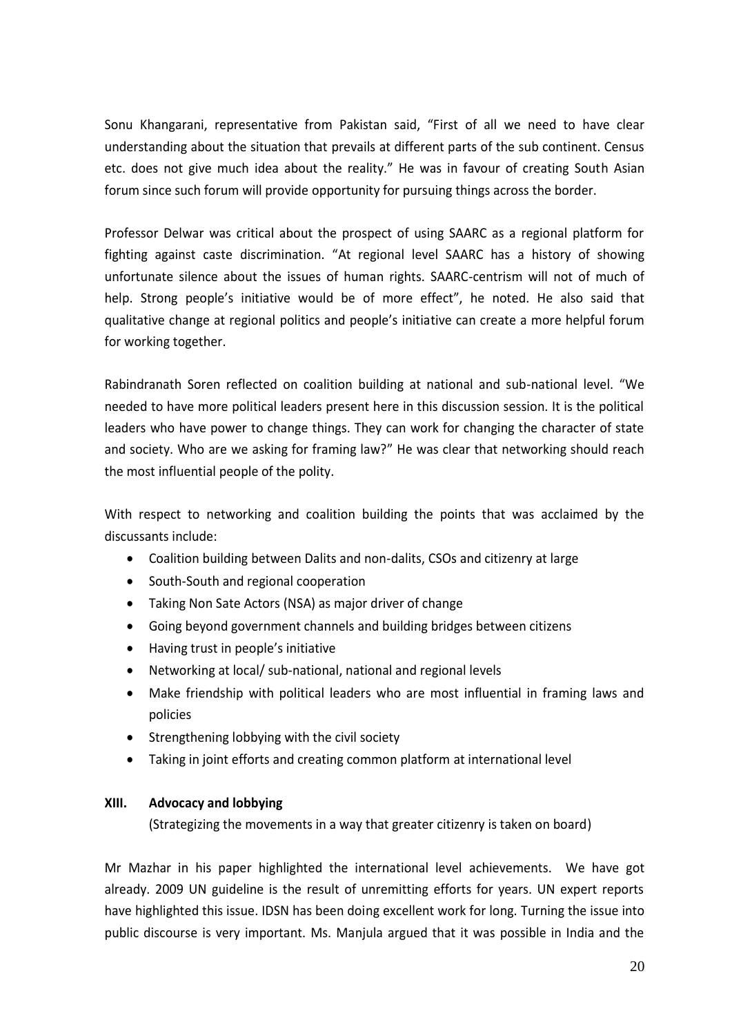Sonu Khangarani, representative from Pakistan said, “First of all we need to have clear understanding about the situation that prevails at different parts of the sub continent. Census etc. does not give much idea about the reality.” He was in favour of creating South Asian forum since such forum will provide opportunity for pursuing things across the border.

Professor Delwar was critical about the prospect of using SAARC as a regional platform for fighting against caste discrimination. “At regional level SAARC has a history of showing unfortunate silence about the issues of human rights. SAARC-centrism will not of much of help. Strong people’s initiative would be of more effect”, he noted. He also said that qualitative change at regional politics and people’s initiative can create a more helpful forum for working together.

Rabindranath Soren reflected on coalition building at national and sub-national level. “We needed to have more political leaders present here in this discussion session. It is the political leaders who have power to change things. They can work for changing the character of state and society. Who are we asking for framing law?” He was clear that networking should reach the most influential people of the polity.

With respect to networking and coalition building the points that was acclaimed by the discussants include:

- Coalition building between Dalits and non-dalits, CSOs and citizenry at large
- South-South and regional cooperation
- Taking Non Sate Actors (NSA) as major driver of change
- Going beyond government channels and building bridges between citizens
- Having trust in people’s initiative
- Networking at local/ sub-national, national and regional levels
- Make friendship with political leaders who are most influential in framing laws and policies
- Strengthening lobbying with the civil society
- Taking in joint efforts and creating common platform at international level

## XIII. Advocacy and lobbying

(Strategizing the movements in a way that greater citizenry is taken on board)

Mr Mazhar in his paper highlighted the international level achievements. We have got already. 2009 UN guideline is the result of unremitting efforts for years. UN expert reports have highlighted this issue. IDSN has been doing excellent work for long. Turning the issue into public discourse is very important. Ms. Manjula argued that it was possible in India and the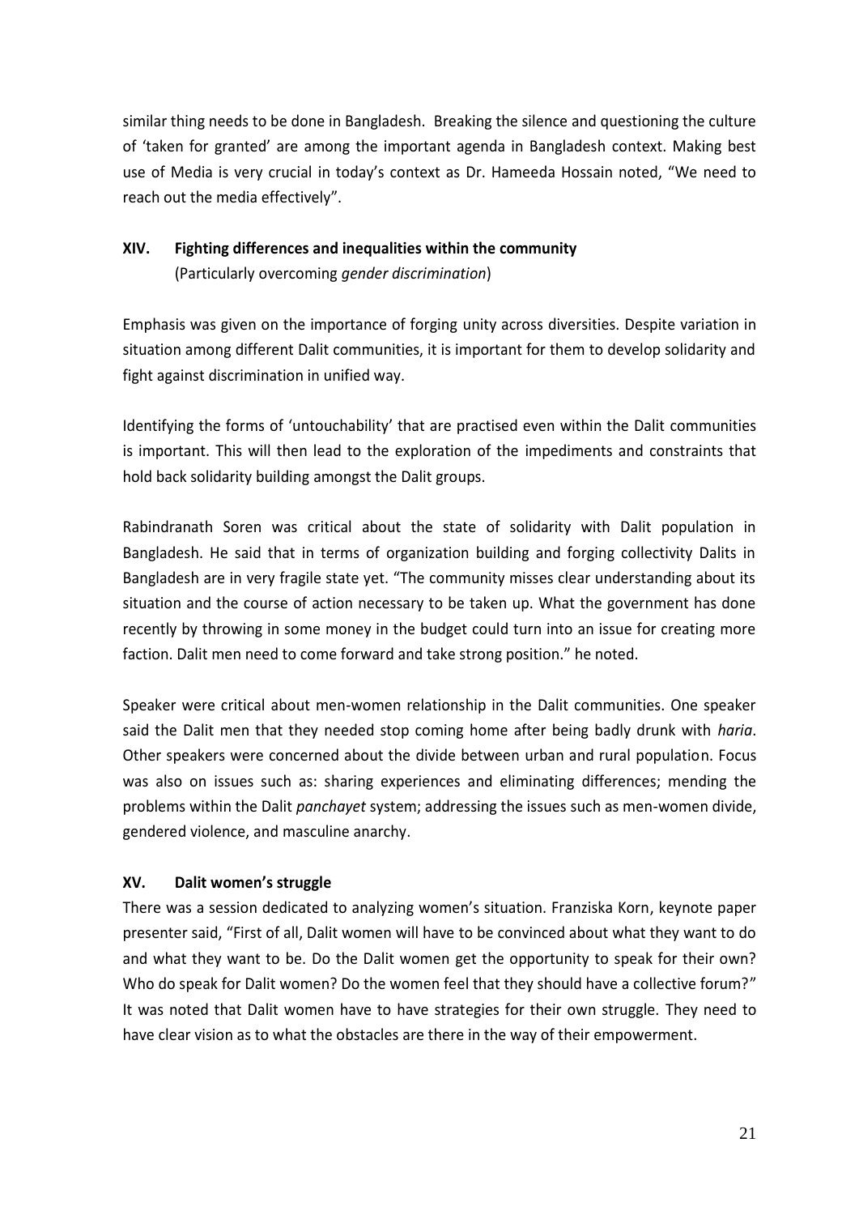similar thing needs to be done in Bangladesh. Breaking the silence and questioning the culture of 'taken for granted' are among the important agenda in Bangladesh context. Making best use of Media is very crucial in today's context as Dr. Hameeda Hossain noted, "We need to reach out the media effectively".

## XIV. Fighting differences and inequalities within the community

(Particularly overcoming *gender discrimination*)

Emphasis was given on the importance of forging unity across diversities. Despite variation in situation among different Dalit communities, it is important for them to develop solidarity and fight against discrimination in unified way.

Identifying the forms of 'untouchability' that are practised even within the Dalit communities is important. This will then lead to the exploration of the impediments and constraints that hold back solidarity building amongst the Dalit groups.

Rabindranath Soren was critical about the state of solidarity with Dalit population in Bangladesh. He said that in terms of organization building and forging collectivity Dalits in Bangladesh are in very fragile state yet. "The community misses clear understanding about its situation and the course of action necessary to be taken up. What the government has done recently by throwing in some money in the budget could turn into an issue for creating more faction. Dalit men need to come forward and take strong position." he noted.

Speaker were critical about men-women relationship in the Dalit communities. One speaker said the Dalit men that they needed stop coming home after being badly drunk with *haria*. Other speakers were concerned about the divide between urban and rural population. Focus was also on issues such as: sharing experiences and eliminating differences; mending the problems within the Dalit *panchayet* system; addressing the issues such as men-women divide, gendered violence, and masculine anarchy.

## XV. Dalit women's struggle

There was a session dedicated to analyzing women's situation. Franziska Korn, keynote paper presenter said, "First of all, Dalit women will have to be convinced about what they want to do and what they want to be. Do the Dalit women get the opportunity to speak for their own? Who do speak for Dalit women? Do the women feel that they should have a collective forum?" It was noted that Dalit women have to have strategies for their own struggle. They need to have clear vision as to what the obstacles are there in the way of their empowerment.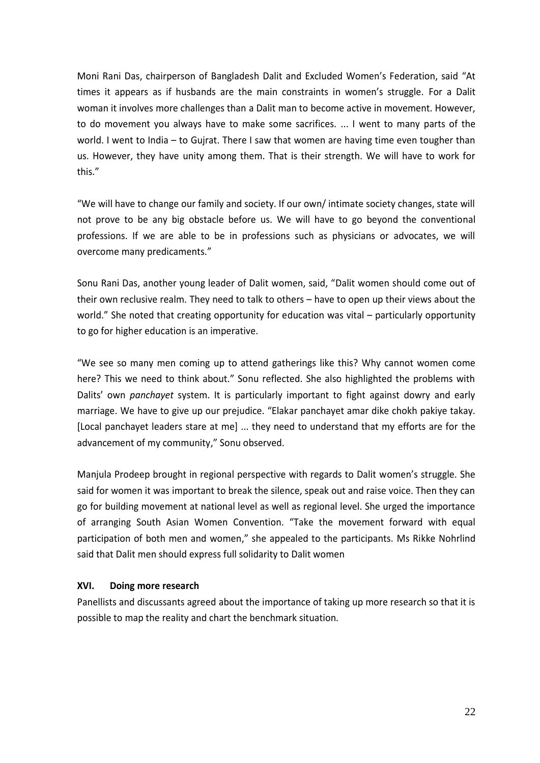Moni Rani Das, chairperson of Bangladesh Dalit and Excluded Women's Federation, said "At times it appears as if husbands are the main constraints in women's struggle. For a Dalit woman it involves more challenges than a Dalit man to become active in movement. However, to do movement you always have to make some sacrifices. ... I went to many parts of the world. I went to India – to Gujrat. There I saw that women are having time even tougher than us. However, they have unity among them. That is their strength. We will have to work for this."

"We will have to change our family and society. If our own/ intimate society changes, state will not prove to be any big obstacle before us. We will have to go beyond the conventional professions. If we are able to be in professions such as physicians or advocates, we will overcome many predicaments."

Sonu Rani Das, another young leader of Dalit women, said, "Dalit women should come out of their own reclusive realm. They need to talk to others – have to open up their views about the world." She noted that creating opportunity for education was vital – particularly opportunity to go for higher education is an imperative.

"We see so many men coming up to attend gatherings like this? Why cannot women come here? This we need to think about." Sonu reflected. She also highlighted the problems with Dalits' own *panchayet* system. It is particularly important to fight against dowry and early marriage. We have to give up our prejudice. "Elakar panchayet amar dike chokh pakiye takay. [Local panchayet leaders stare at me] ... they need to understand that my efforts are for the advancement of my community," Sonu observed.

Manjula Prodeep brought in regional perspective with regards to Dalit women's struggle. She said for women it was important to break the silence, speak out and raise voice. Then they can go for building movement at national level as well as regional level. She urged the importance of arranging South Asian Women Convention. "Take the movement forward with equal participation of both men and women," she appealed to the participants. Ms Rikke Nohrlind said that Dalit men should express full solidarity to Dalit women

## XVI. Doing more research

Panellists and discussants agreed about the importance of taking up more research so that it is possible to map the reality and chart the benchmark situation.